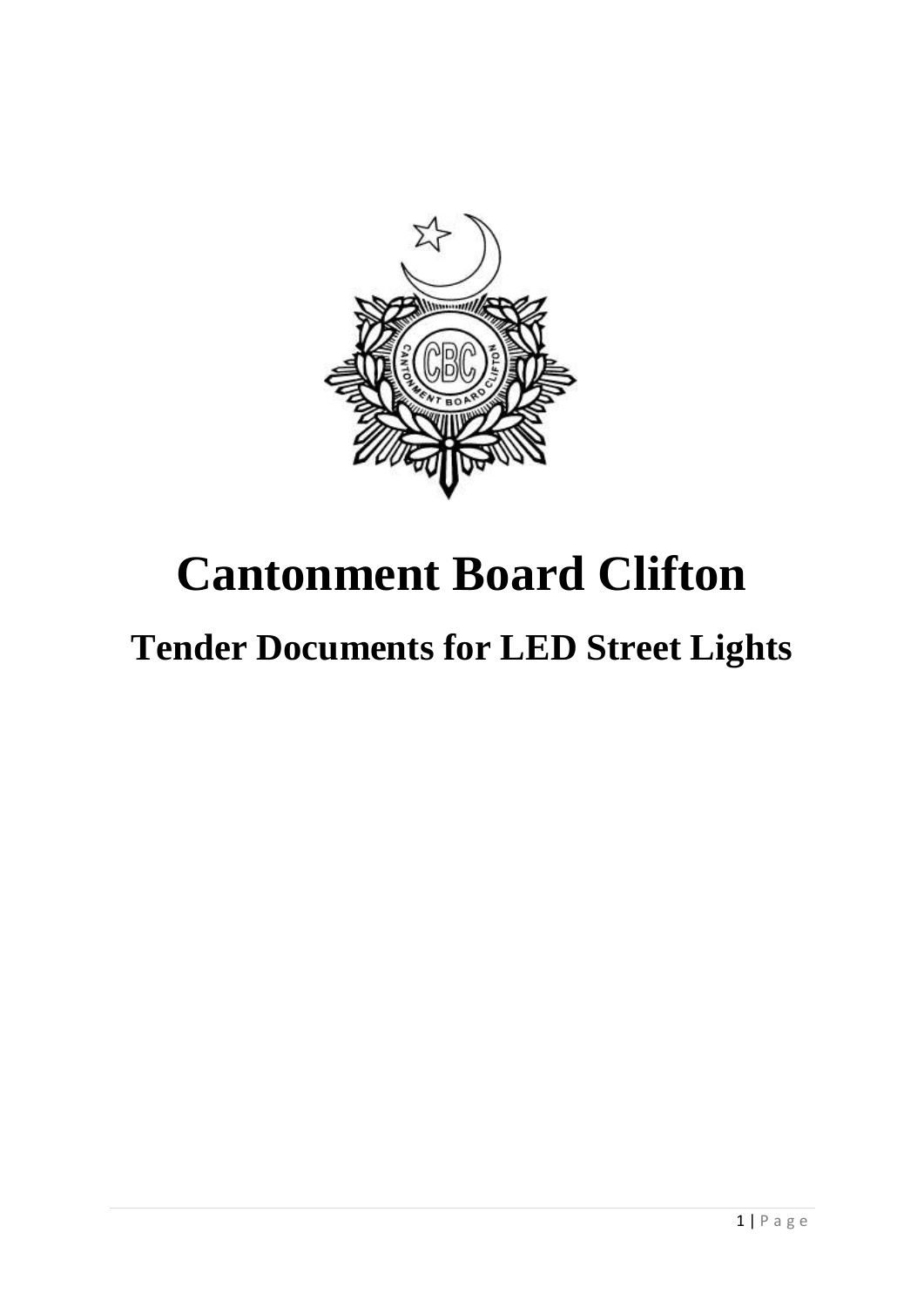# Cantonment Board Clifton

## Tender Documents for LED Street Lights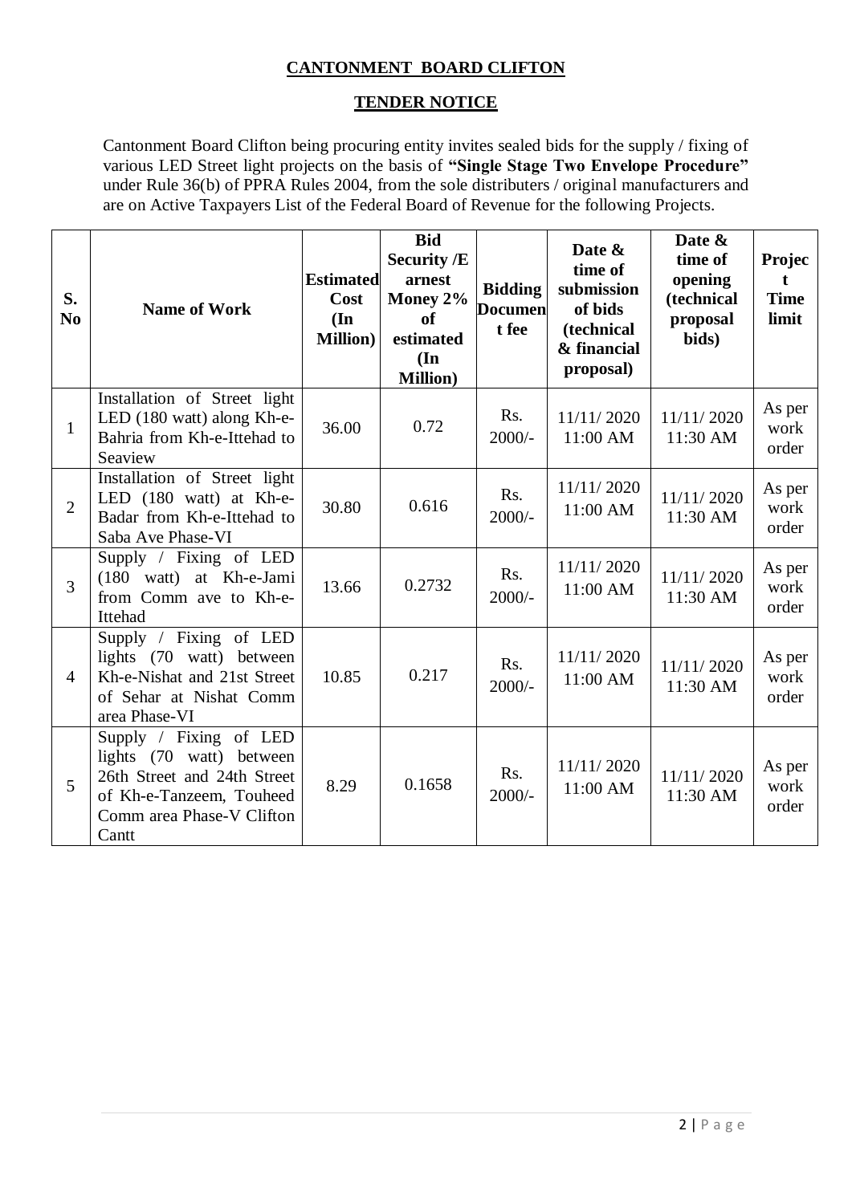## CANTONMENT BOARD CLIFTON

## TENDER NOTICE

Cantonment Board Clifton being procuring entity invites sealed bids for the supply / fixing of various LED Street light projects on the basis of **"Single Stage Two Envelope Procedure"** under Rule 36(b) of PPRA Rules 2004, from the sole distributers / original manufacturers and are on Active Taxpayers List of the Federal Board of Revenue for the following Projects.

| S. No | Name of Work | Estimated Cost (In Million) | Bid Security /Earnest Money 2% of estimated (In Million) | Bidding Document fee | Date & time of submission of bids (technical & financial proposal) | Date & time of opening (technical proposal bids) | Project Time limit |
|---|---|---|---|---|---|---|---|
| 1 | Installation of Street light LED (180 watt) along Kh-e-Bahria from Kh-e-Ittehad to Seaview | 36.00 | 0.72 | Rs. 2000/- | 11/11/ 2020 11:00 AM | 11/11/ 2020 11:30 AM | As per work order |
| 2 | Installation of Street light LED (180 watt) at Kh-e-Badar from Kh-e-Ittehad to Saba Ave Phase-VI | 30.80 | 0.616 | Rs. 2000/- | 11/11/ 2020 11:00 AM | 11/11/ 2020 11:30 AM | As per work order |
| 3 | Supply / Fixing of LED (180 watt) at Kh-e-Jami from Comm ave to Kh-e-Ittehad | 13.66 | 0.2732 | Rs. 2000/- | 11/11/ 2020 11:00 AM | 11/11/ 2020 11:30 AM | As per work order |
| 4 | Supply / Fixing of LED lights (70 watt) between Kh-e-Nishat and 21st Street of Sehar at Nishat Comm area Phase-VI | 10.85 | 0.217 | Rs. 2000/- | 11/11/ 2020 11:00 AM | 11/11/ 2020 11:30 AM | As per work order |
| 5 | Supply / Fixing of LED lights (70 watt) between 26th Street and 24th Street of Kh-e-Tanzeem, Touheed Comm area Phase-V Clifton Cantt | 8.29 | 0.1658 | Rs. 2000/- | 11/11/ 2020 11:00 AM | 11/11/ 2020 11:30 AM | As per work order |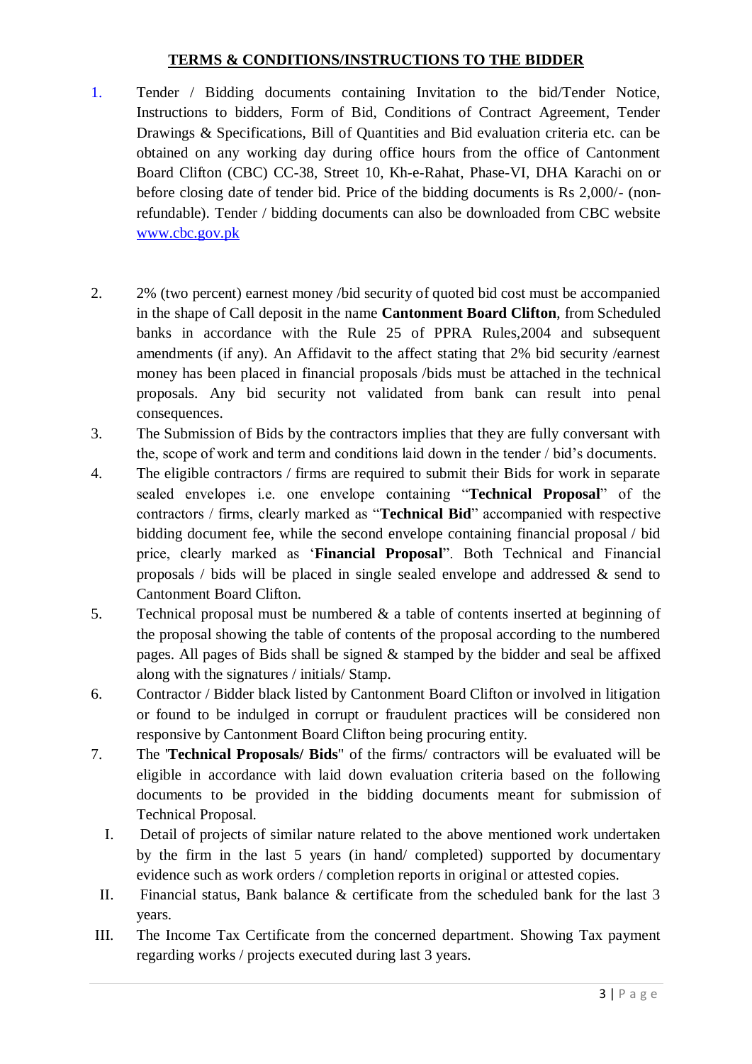# TERMS & CONDITIONS/INSTRUCTIONS TO THE BIDDER

1. Tender / Bidding documents containing Invitation to the bid/Tender Notice, Instructions to bidders, Form of Bid, Conditions of Contract Agreement, Tender Drawings & Specifications, Bill of Quantities and Bid evaluation criteria etc. can be obtained on any working day during office hours from the office of Cantonment Board Clifton (CBC) CC-38, Street 10, Kh-e-Rahat, Phase-VI, DHA Karachi on or before closing date of tender bid. Price of the bidding documents is Rs 2,000/- (non-refundable). Tender / bidding documents can also be downloaded from CBC website [www.cbc.gov.pk](http://www.cbc.gov.pk)

2. 2% (two percent) earnest money /bid security of quoted bid cost must be accompanied in the shape of Call deposit in the name **Cantonment Board Clifton**, from Scheduled banks in accordance with the Rule 25 of PPRA Rules,2004 and subsequent amendments (if any). An Affidavit to the affect stating that 2% bid security /earnest money has been placed in financial proposals /bids must be attached in the technical proposals. Any bid security not validated from bank can result into penal consequences.
3. The Submission of Bids by the contractors implies that they are fully conversant with the, scope of work and term and conditions laid down in the tender / bid's documents.
4. The eligible contractors / firms are required to submit their Bids for work in separate sealed envelopes i.e. one envelope containing "**Technical Proposal**" of the contractors / firms, clearly marked as "**Technical Bid**" accompanied with respective bidding document fee, while the second envelope containing financial proposal / bid price, clearly marked as '**Financial Proposal**". Both Technical and Financial proposals / bids will be placed in single sealed envelope and addressed & send to Cantonment Board Clifton.
5. Technical proposal must be numbered & a table of contents inserted at beginning of the proposal showing the table of contents of the proposal according to the numbered pages. All pages of Bids shall be signed & stamped by the bidder and seal be affixed along with the signatures / initials/ Stamp.
6. Contractor / Bidder black listed by Cantonment Board Clifton or involved in litigation or found to be indulged in corrupt or fraudulent practices will be considered non responsive by Cantonment Board Clifton being procuring entity.
7. The "**Technical Proposals/ Bids**" of the firms/ contractors will be evaluated will be eligible in accordance with laid down evaluation criteria based on the following documents to be provided in the bidding documents meant for submission of Technical Proposal.

   I. Detail of projects of similar nature related to the above mentioned work undertaken by the firm in the last 5 years (in hand/ completed) supported by documentary evidence such as work orders / completion reports in original or attested copies.

   II. Financial status, Bank balance & certificate from the scheduled bank for the last 3 years.

   III. The Income Tax Certificate from the concerned department. Showing Tax payment regarding works / projects executed during last 3 years.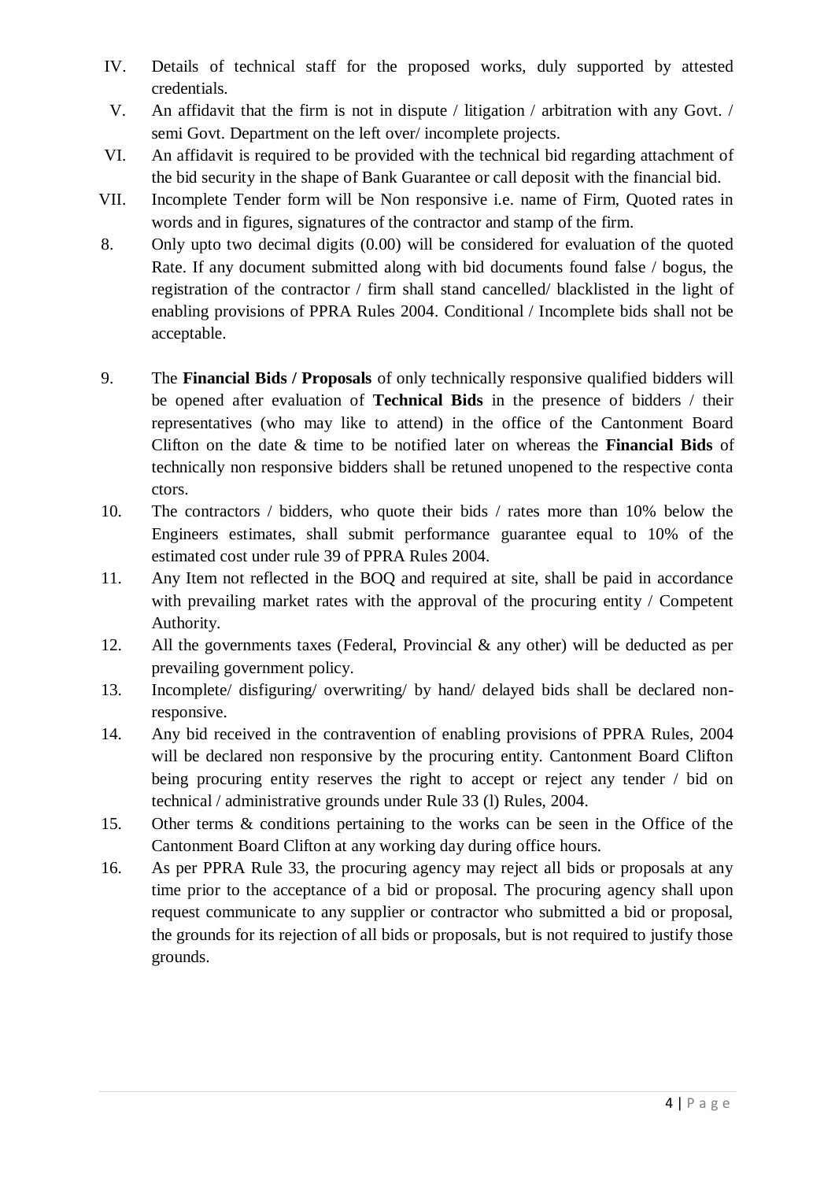IV. Details of technical staff for the proposed works, duly supported by attested credentials.

V. An affidavit that the firm is not in dispute / litigation / arbitration with any Govt. / semi Govt. Department on the left over/ incomplete projects.

VI. An affidavit is required to be provided with the technical bid regarding attachment of the bid security in the shape of Bank Guarantee or call deposit with the financial bid.

VII. Incomplete Tender form will be Non responsive i.e. name of Firm, Quoted rates in words and in figures, signatures of the contractor and stamp of the firm.

8. Only upto two decimal digits (0.00) will be considered for evaluation of the quoted Rate. If any document submitted along with bid documents found false / bogus, the registration of the contractor / firm shall stand cancelled/ blacklisted in the light of enabling provisions of PPRA Rules 2004. Conditional / Incomplete bids shall not be acceptable.

9. The **Financial Bids / Proposals** of only technically responsive qualified bidders will be opened after evaluation of **Technical Bids** in the presence of bidders / their representatives (who may like to attend) in the office of the Cantonment Board Clifton on the date & time to be notified later on whereas the **Financial Bids** of technically non responsive bidders shall be retuned unopened to the respective conta ctors.

10. The contractors / bidders, who quote their bids / rates more than 10% below the Engineers estimates, shall submit performance guarantee equal to 10% of the estimated cost under rule 39 of PPRA Rules 2004.

11. Any Item not reflected in the BOQ and required at site, shall be paid in accordance with prevailing market rates with the approval of the procuring entity / Competent Authority.

12. All the governments taxes (Federal, Provincial & any other) will be deducted as per prevailing government policy.

13. Incomplete/ disfiguring/ overwriting/ by hand/ delayed bids shall be declared non-responsive.

14. Any bid received in the contravention of enabling provisions of PPRA Rules, 2004 will be declared non responsive by the procuring entity. Cantonment Board Clifton being procuring entity reserves the right to accept or reject any tender / bid on technical / administrative grounds under Rule 33 (l) Rules, 2004.

15. Other terms & conditions pertaining to the works can be seen in the Office of the Cantonment Board Clifton at any working day during office hours.

16. As per PPRA Rule 33, the procuring agency may reject all bids or proposals at any time prior to the acceptance of a bid or proposal. The procuring agency shall upon request communicate to any supplier or contractor who submitted a bid or proposal, the grounds for its rejection of all bids or proposals, but is not required to justify those grounds.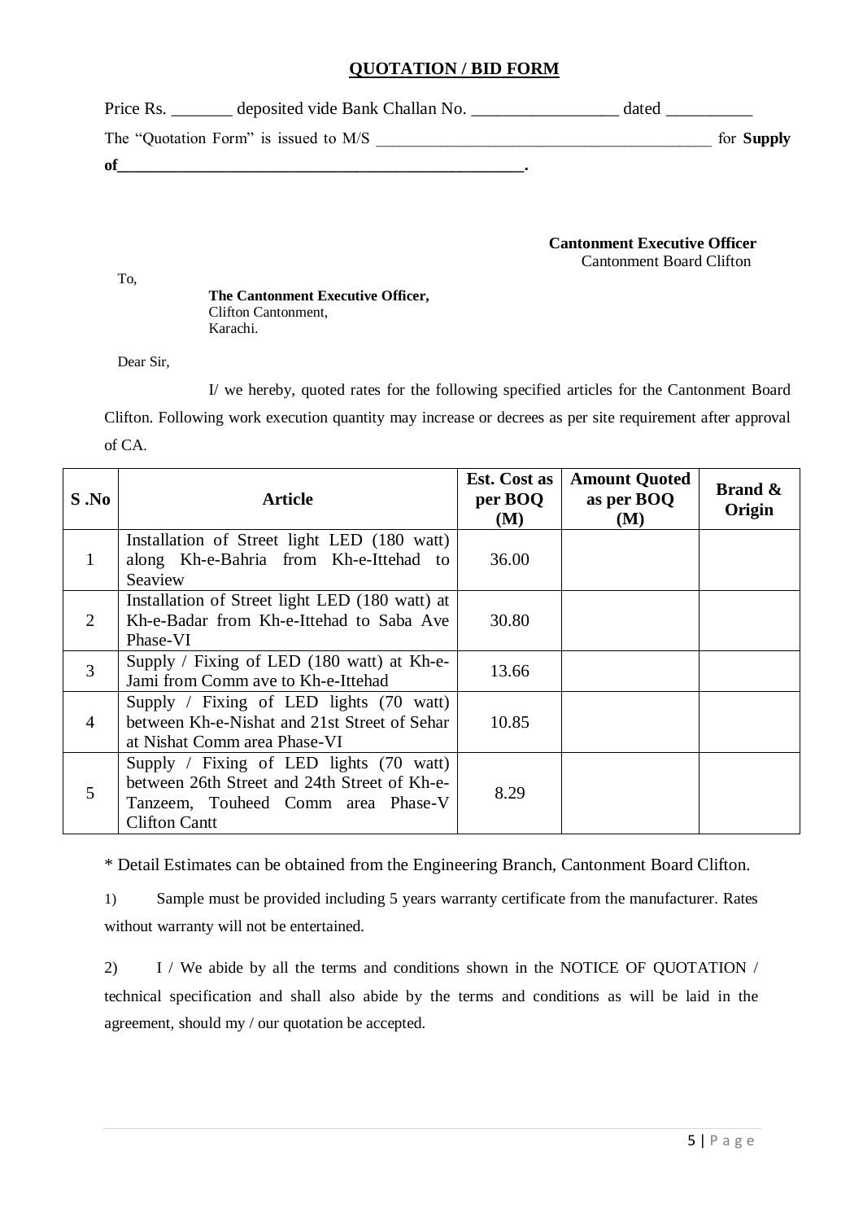## QUOTATION / BID FORM

Price Rs. _______ deposited vide Bank Challan No. _________________ dated __________

The "Quotation Form" is issued to M/S ________________________________________ for **Supply of__________________________________________________.**

**Cantonment Executive Officer**
Cantonment Board Clifton

To,

**The Cantonment Executive Officer,**
Clifton Cantonment,
Karachi.

Dear Sir,

I/ we hereby, quoted rates for the following specified articles for the Cantonment Board Clifton. Following work execution quantity may increase or decrees as per site requirement after approval of CA.

| S .No | Article | Est. Cost as per BOQ (M) | Amount Quoted as per BOQ (M) | Brand & Origin |
|---|---|---|---|---|
| 1 | Installation of Street light LED (180 watt) along Kh-e-Bahria from Kh-e-Ittehad to Seaview | 36.00 | | |
| 2 | Installation of Street light LED (180 watt) at Kh-e-Badar from Kh-e-Ittehad to Saba Ave Phase-VI | 30.80 | | |
| 3 | Supply / Fixing of LED (180 watt) at Kh-e-Jami from Comm ave to Kh-e-Ittehad | 13.66 | | |
| 4 | Supply / Fixing of LED lights (70 watt) between Kh-e-Nishat and 21st Street of Sehar at Nishat Comm area Phase-VI | 10.85 | | |
| 5 | Supply / Fixing of LED lights (70 watt) between 26th Street and 24th Street of Kh-e-Tanzeem, Touheed Comm area Phase-V Clifton Cantt | 8.29 | | |

* Detail Estimates can be obtained from the Engineering Branch, Cantonment Board Clifton.

1) Sample must be provided including 5 years warranty certificate from the manufacturer. Rates without warranty will not be entertained.

2) I / We abide by all the terms and conditions shown in the NOTICE OF QUOTATION / technical specification and shall also abide by the terms and conditions as will be laid in the agreement, should my / our quotation be accepted.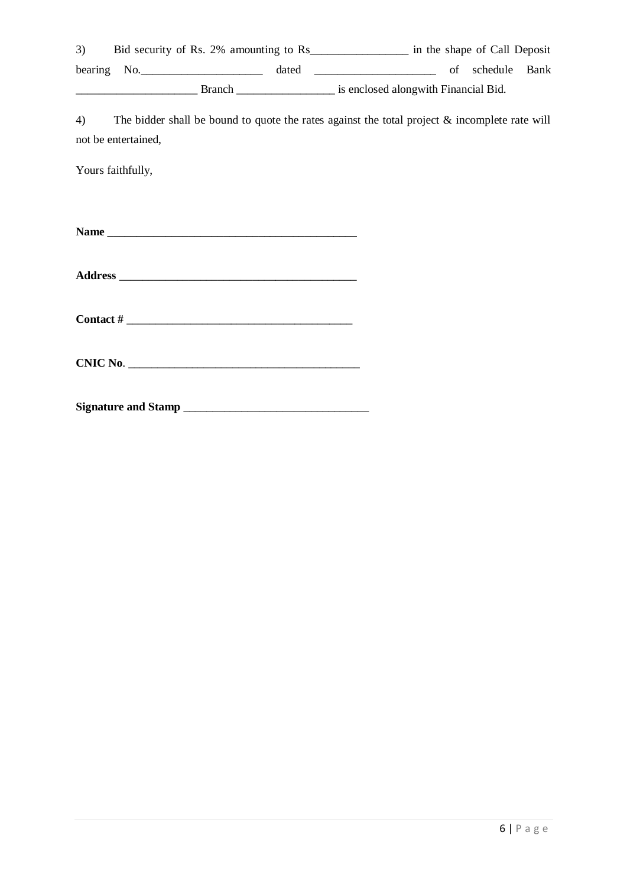3) Bid security of Rs. 2% amounting to Rs________________ in the shape of Call Deposit bearing No.____________________ dated ____________________ of schedule Bank ____________________ Branch ________________ is enclosed alongwith Financial Bid.

4) The bidder shall be bound to quote the rates against the total project & incomplete rate will not be entertained,

Yours faithfully,

**Name ___________________________________________**

**Address _________________________________________**

**Contact #** ________________________________________

**CNIC No**. ________________________________________

**Signature and Stamp** ________________________________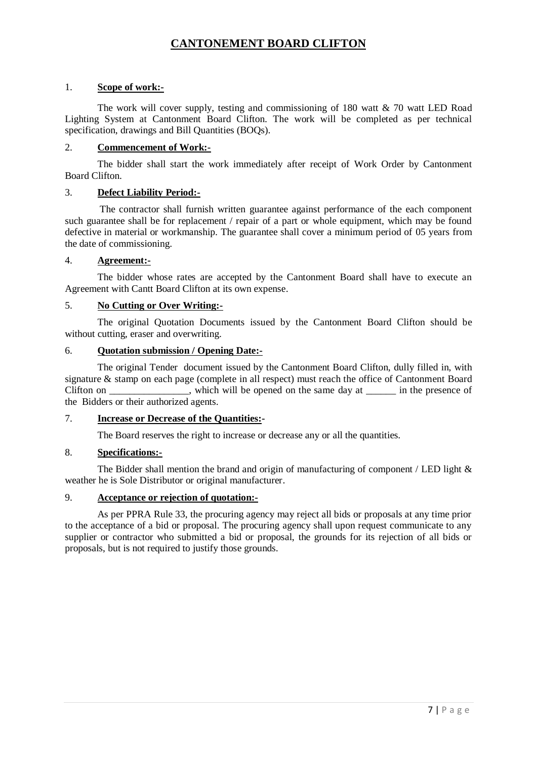# CANTONEMENT BOARD CLIFTON

1. **Scope of work:-**

The work will cover supply, testing and commissioning of 180 watt & 70 watt LED Road Lighting System at Cantonment Board Clifton. The work will be completed as per technical specification, drawings and Bill Quantities (BOQs).

2. **Commencement of Work:-**

The bidder shall start the work immediately after receipt of Work Order by Cantonment Board Clifton.

3. **Defect Liability Period:-**

The contractor shall furnish written guarantee against performance of the each component such guarantee shall be for replacement / repair of a part or whole equipment, which may be found defective in material or workmanship. The guarantee shall cover a minimum period of 05 years from the date of commissioning.

4. **Agreement:-**

The bidder whose rates are accepted by the Cantonment Board shall have to execute an Agreement with Cantt Board Clifton at its own expense.

5. **No Cutting or Over Writing:-**

The original Quotation Documents issued by the Cantonment Board Clifton should be without cutting, eraser and overwriting.

6. **Quotation submission / Opening Date:-**

The original Tender document issued by the Cantonment Board Clifton, dully filled in, with signature & stamp on each page (complete in all respect) must reach the office of Cantonment Board Clifton on ________________, which will be opened on the same day at ______ in the presence of the Bidders or their authorized agents.

7. **Increase or Decrease of the Quantities:-**

The Board reserves the right to increase or decrease any or all the quantities.

8. **Specifications:-**

The Bidder shall mention the brand and origin of manufacturing of component / LED light & weather he is Sole Distributor or original manufacturer.

9. **Acceptance or rejection of quotation:-**

As per PPRA Rule 33, the procuring agency may reject all bids or proposals at any time prior to the acceptance of a bid or proposal. The procuring agency shall upon request communicate to any supplier or contractor who submitted a bid or proposal, the grounds for its rejection of all bids or proposals, but is not required to justify those grounds.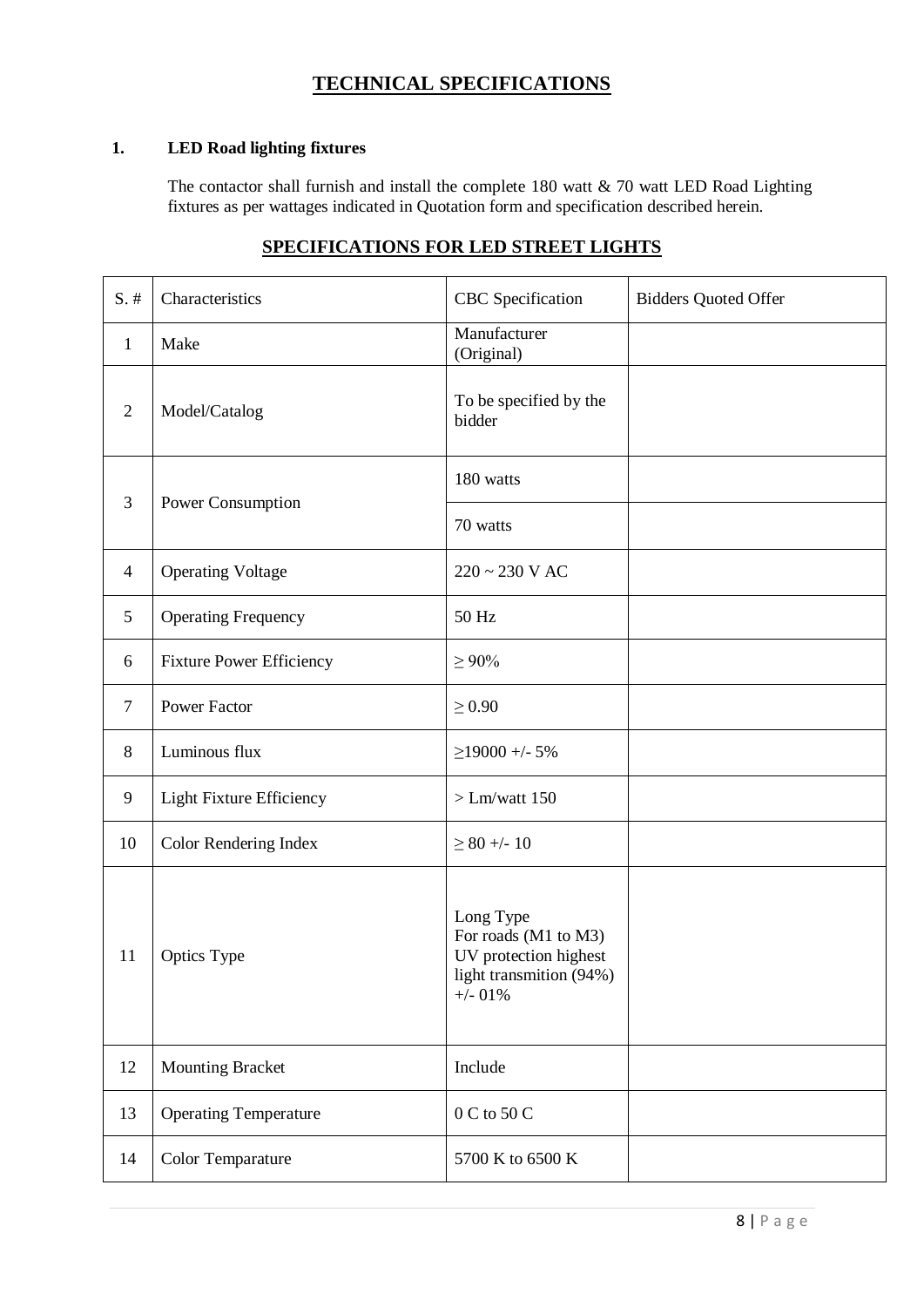# TECHNICAL SPECIFICATIONS

## 1. LED Road lighting fixtures

The contactor shall furnish and install the complete 180 watt & 70 watt LED Road Lighting fixtures as per wattages indicated in Quotation form and specification described herein.

## SPECIFICATIONS FOR LED STREET LIGHTS

| S. # | Characteristics | CBC Specification | Bidders Quoted Offer |
|---|---|---|---|
| 1 | Make | Manufacturer (Original) | |
| 2 | Model/Catalog | To be specified by the bidder | |
| 3 | Power Consumption | 180 watts | |
| | | 70 watts | |
| 4 | Operating Voltage | 220 ~ 230 V AC | |
| 5 | Operating Frequency | 50 Hz | |
| 6 | Fixture Power Efficiency | ≥ 90% | |
| 7 | Power Factor | ≥ 0.90 | |
| 8 | Luminous flux | ≥19000 +/- 5% | |
| 9 | Light Fixture Efficiency | > Lm/watt 150 | |
| 10 | Color Rendering Index | ≥ 80 +/- 10 | |
| 11 | Optics Type | Long Type For roads (M1 to M3) UV protection highest light transmition (94%) +/- 01% | |
| 12 | Mounting Bracket | Include | |
| 13 | Operating Temperature | 0 C to 50 C | |
| 14 | Color Temparature | 5700 K to 6500 K | |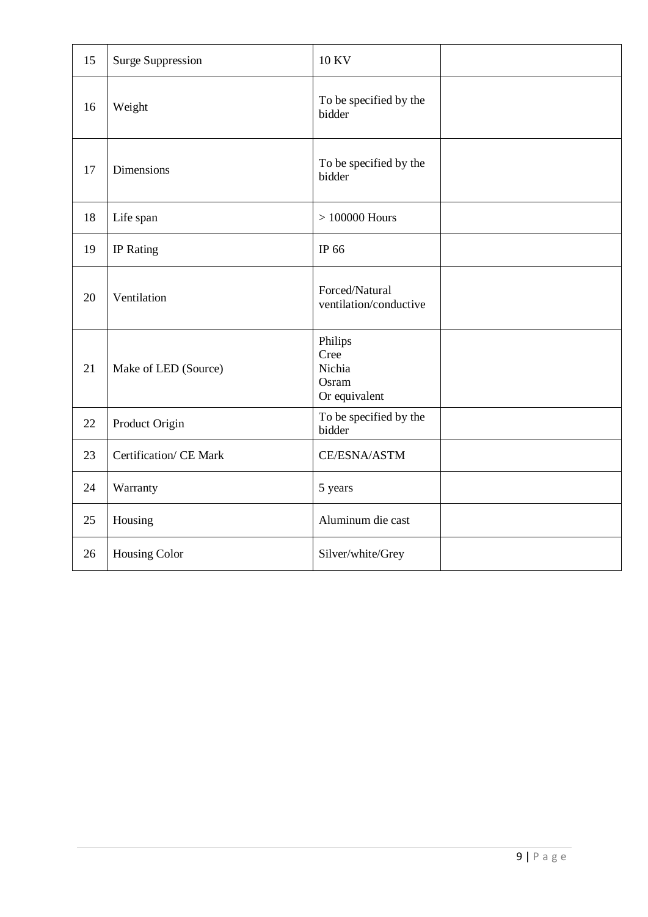| 15 | Surge Suppression | 10 KV | |
|---|---|---|---|
| 16 | Weight | To be specified by the bidder | |
| 17 | Dimensions | To be specified by the bidder | |
| 18 | Life span | > 100000 Hours | |
| 19 | IP Rating | IP 66 | |
| 20 | Ventilation | Forced/Natural ventilation/conductive | |
| 21 | Make of LED (Source) | Philips<br>Cree<br>Nichia<br>Osram<br>Or equivalent | |
| 22 | Product Origin | To be specified by the bidder | |
| 23 | Certification/ CE Mark | CE/ESNA/ASTM | |
| 24 | Warranty | 5 years | |
| 25 | Housing | Aluminum die cast | |
| 26 | Housing Color | Silver/white/Grey | |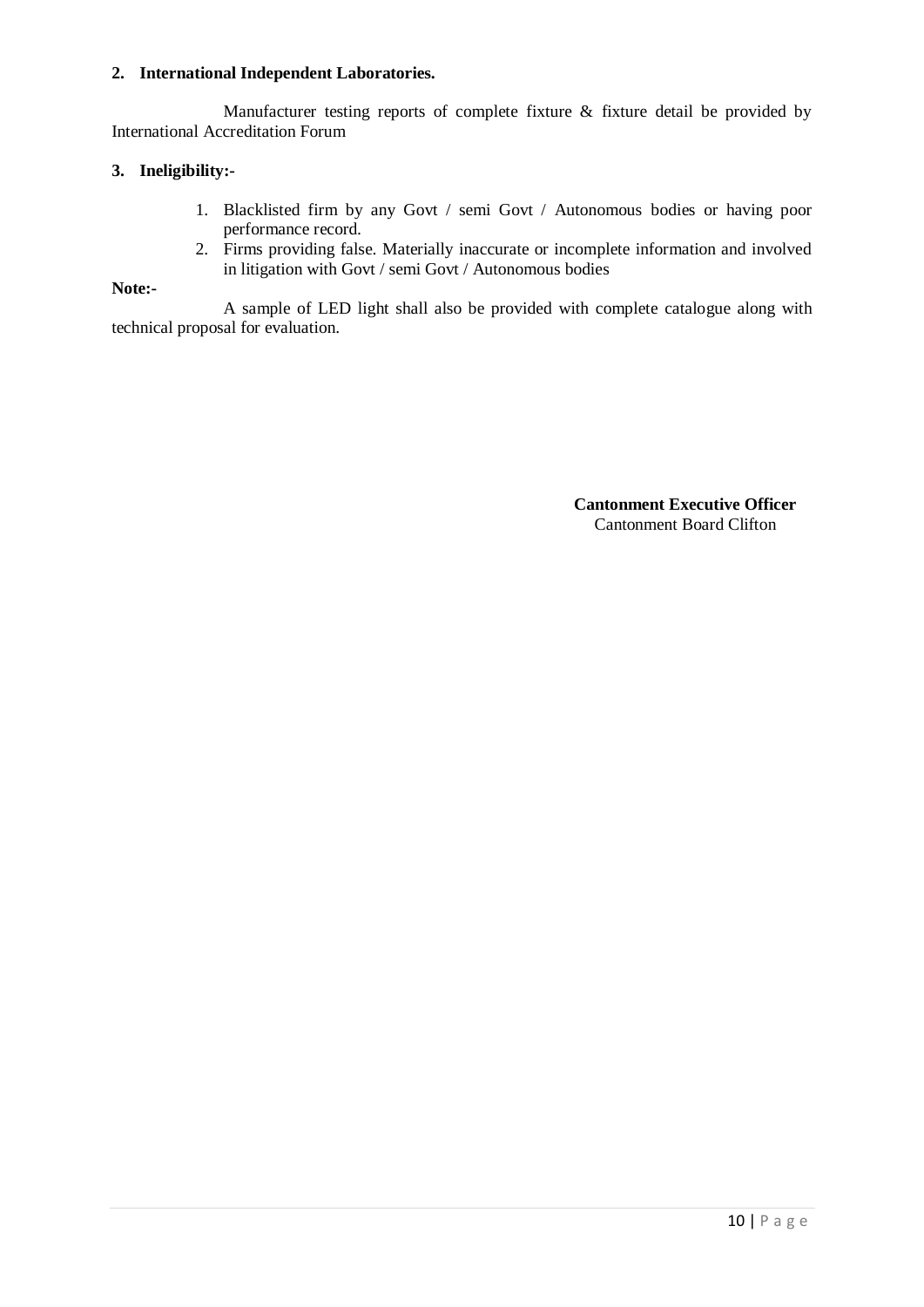**2. International Independent Laboratories.**

Manufacturer testing reports of complete fixture & fixture detail be provided by International Accreditation Forum

**3. Ineligibility:-**

1. Blacklisted firm by any Govt / semi Govt / Autonomous bodies or having poor performance record.
2. Firms providing false. Materially inaccurate or incomplete information and involved in litigation with Govt / semi Govt / Autonomous bodies

**Note:-**

A sample of LED light shall also be provided with complete catalogue along with technical proposal for evaluation.

**Cantonment Executive Officer**
Cantonment Board Clifton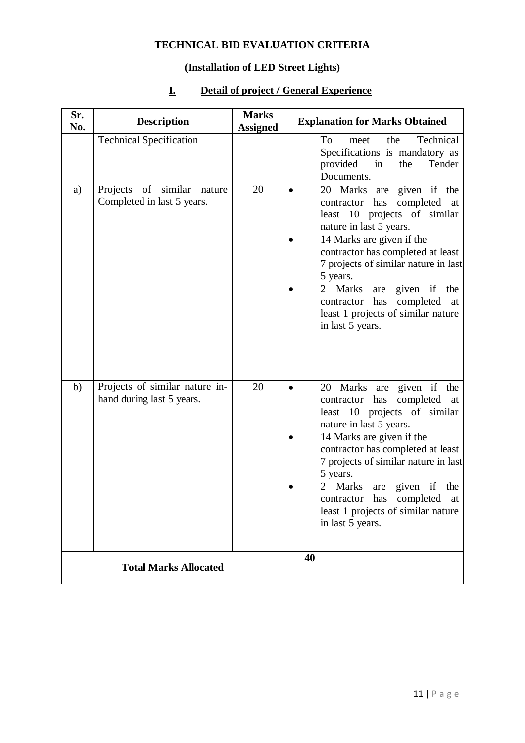**TECHNICAL BID EVALUATION CRITERIA**

**(Installation of LED Street Lights)**

## I. Detail of project / General Experience

| Sr. No. | Description | Marks Assigned | Explanation for Marks Obtained |
|---|---|---|---|
| | Technical Specification | | To meet the Technical Specifications is mandatory as provided in the Tender Documents. |
| a) | Projects of similar nature Completed in last 5 years. | 20 | • 20 Marks are given if the contractor has completed at least 10 projects of similar nature in last 5 years.<br>• 14 Marks are given if the contractor has completed at least 7 projects of similar nature in last 5 years.<br>• 2 Marks are given if the contractor has completed at least 1 projects of similar nature in last 5 years. |
| b) | Projects of similar nature in-hand during last 5 years. | 20 | • 20 Marks are given if the contractor has completed at least 10 projects of similar nature in last 5 years.<br>• 14 Marks are given if the contractor has completed at least 7 projects of similar nature in last 5 years.<br>• 2 Marks are given if the contractor has completed at least 1 projects of similar nature in last 5 years. |
| **Total Marks Allocated** | | | **40** |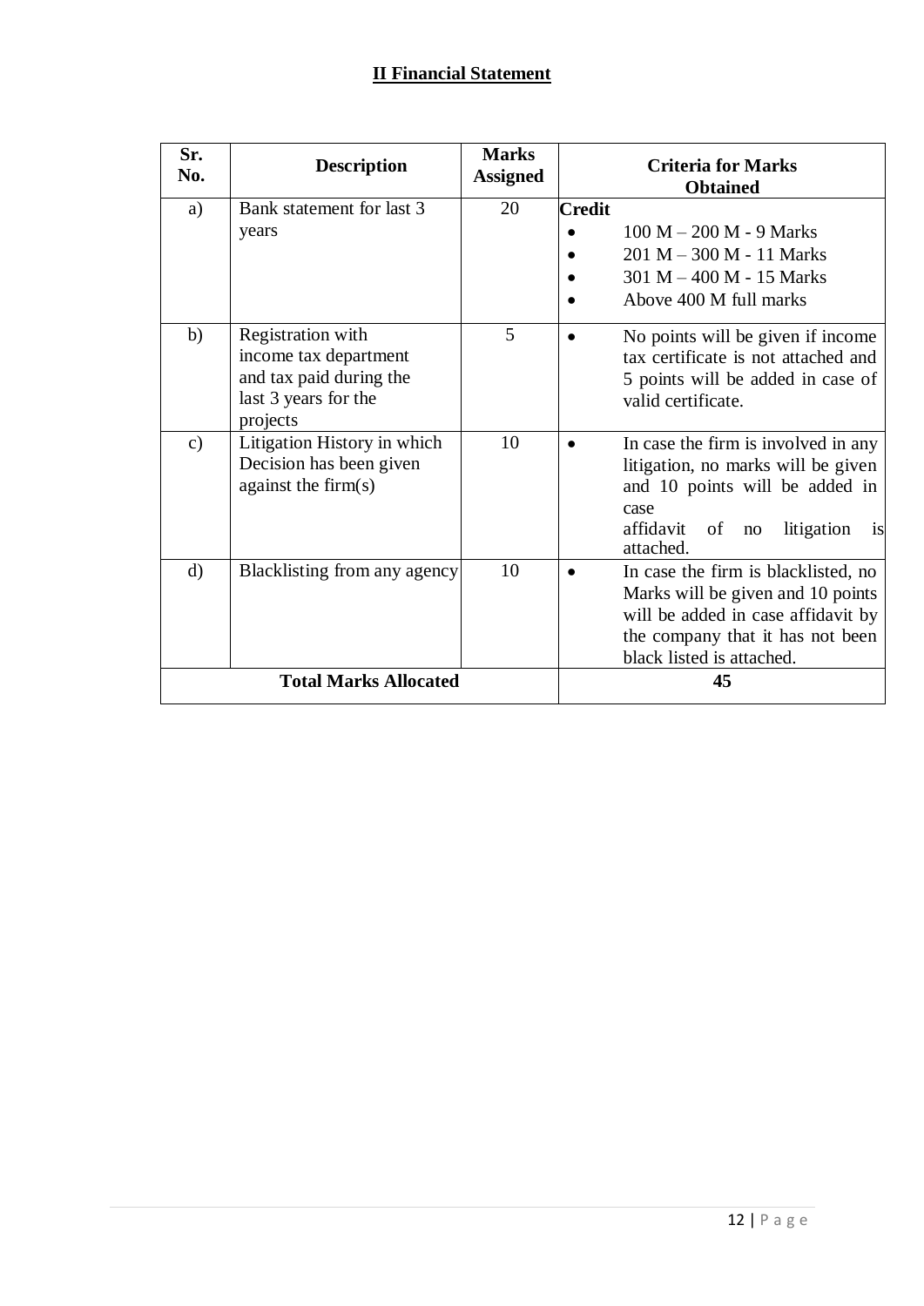## II Financial Statement

| Sr. No. | Description | Marks Assigned | Criteria for Marks Obtained |
|---|---|---|---|
| a) | Bank statement for last 3 years | 20 | **Credit**<br>• 100 M – 200 M - 9 Marks<br>• 201 M – 300 M - 11 Marks<br>• 301 M – 400 M - 15 Marks<br>• Above 400 M full marks |
| b) | Registration with income tax department and tax paid during the last 3 years for the projects | 5 | • No points will be given if income tax certificate is not attached and 5 points will be added in case of valid certificate. |
| c) | Litigation History in which Decision has been given against the firm(s) | 10 | • In case the firm is involved in any litigation, no marks will be given and 10 points will be added in case affidavit of no litigation is attached. |
| d) | Blacklisting from any agency | 10 | • In case the firm is blacklisted, no Marks will be given and 10 points will be added in case affidavit by the company that it has not been black listed is attached. |
| **Total Marks Allocated** | | | **45** |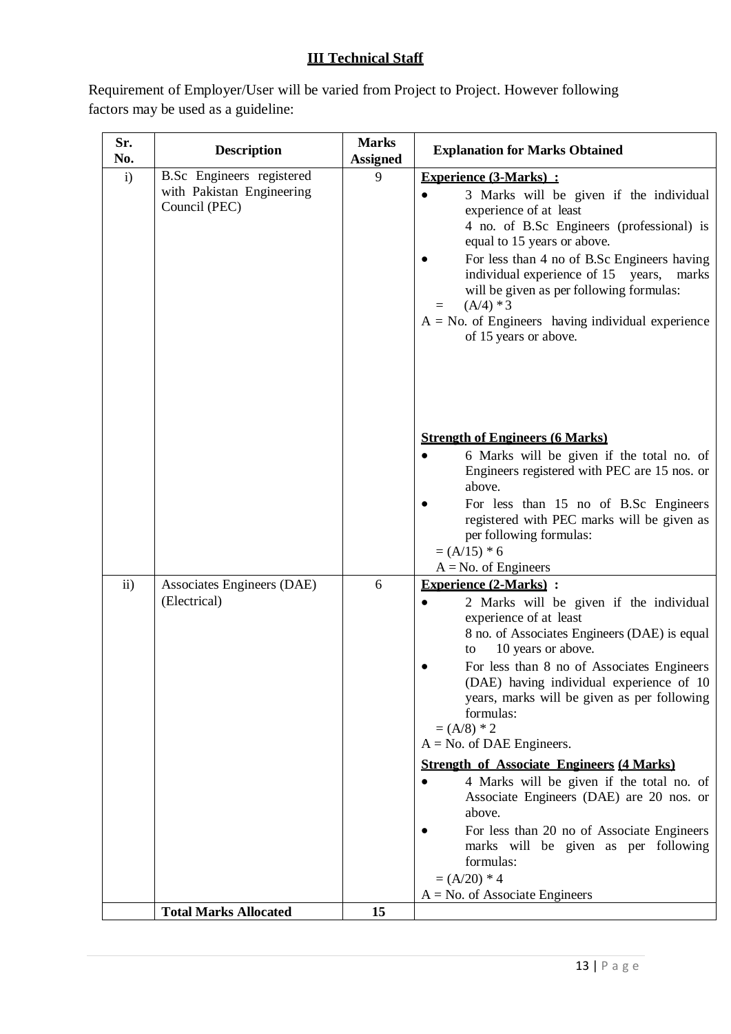## III Technical Staff

Requirement of Employer/User will be varied from Project to Project. However following factors may be used as a guideline:

| Sr. No. | Description | Marks Assigned | Explanation for Marks Obtained |
|---|---|---|---|
| i) | B.Sc Engineers registered with Pakistan Engineering Council (PEC) | 9 | **Experience (3-Marks) :**<br>• 3 Marks will be given if the individual experience of at least 4 no. of B.Sc Engineers (professional) is equal to 15 years or above.<br>• For less than 4 no of B.Sc Engineers having individual experience of 15 years, marks will be given as per following formulas:<br>$= (A/4) * 3$<br>A = No. of Engineers having individual experience of 15 years or above.<br><br>**Strength of Engineers (6 Marks)**<br>• 6 Marks will be given if the total no. of Engineers registered with PEC are 15 nos. or above.<br>• For less than 15 no of B.Sc Engineers registered with PEC marks will be given as per following formulas:<br>$= (A/15) * 6$<br>A = No. of Engineers |
| ii) | Associates Engineers (DAE) (Electrical) | 6 | **Experience (2-Marks) :**<br>• 2 Marks will be given if the individual experience of at least 8 no. of Associates Engineers (DAE) is equal to 10 years or above.<br>• For less than 8 no of Associates Engineers (DAE) having individual experience of 10 years, marks will be given as per following formulas:<br>$= (A/8) * 2$<br>A = No. of DAE Engineers.<br><br>**Strength of Associate Engineers (4 Marks)**<br>• 4 Marks will be given if the total no. of Associate Engineers (DAE) are 20 nos. or above.<br>• For less than 20 no of Associate Engineers marks will be given as per following formulas:<br>$= (A/20) * 4$<br>A = No. of Associate Engineers |
| | **Total Marks Allocated** | **15** | |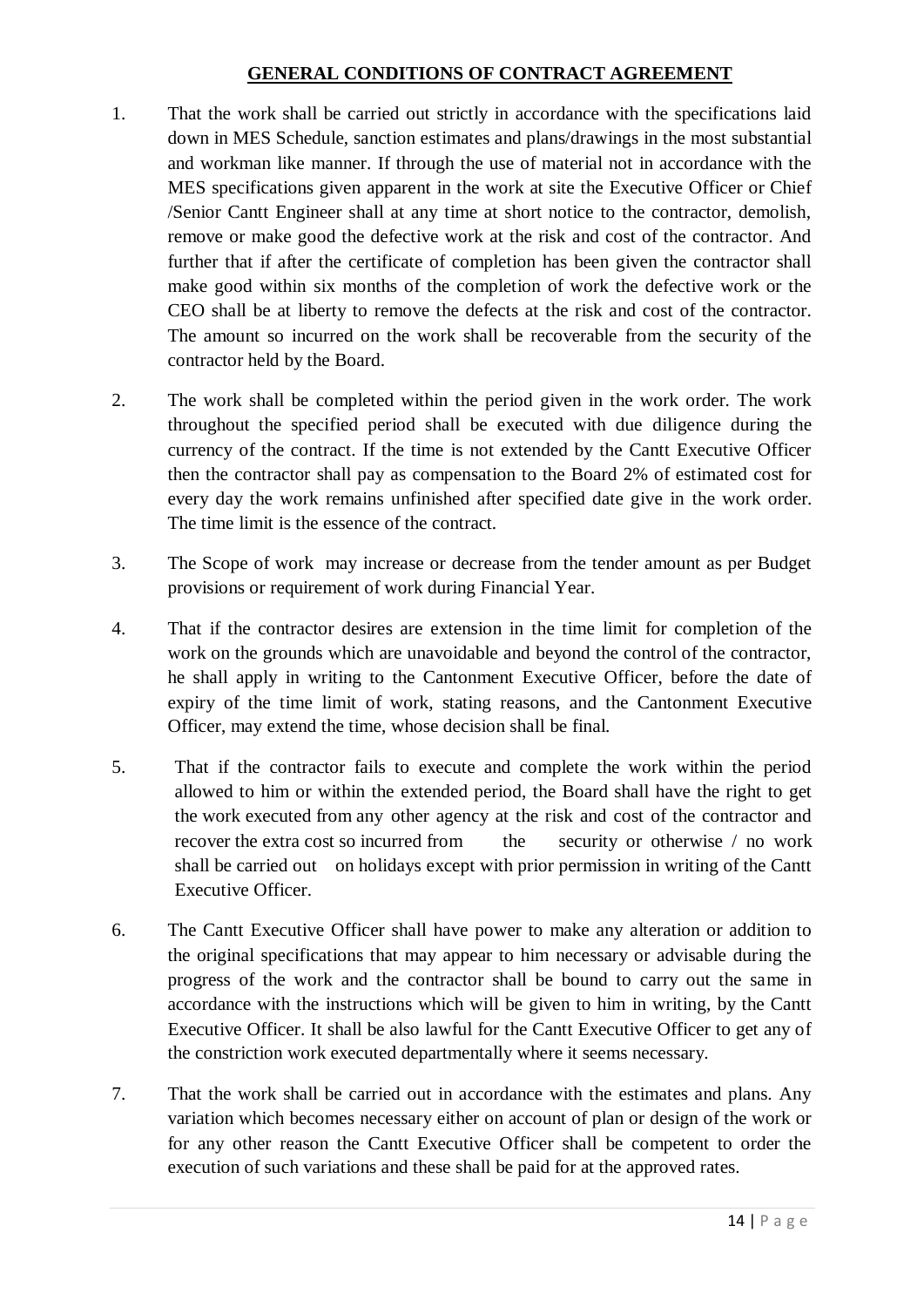**GENERAL CONDITIONS OF CONTRACT AGREEMENT**

1. That the work shall be carried out strictly in accordance with the specifications laid down in MES Schedule, sanction estimates and plans/drawings in the most substantial and workman like manner. If through the use of material not in accordance with the MES specifications given apparent in the work at site the Executive Officer or Chief /Senior Cantt Engineer shall at any time at short notice to the contractor, demolish, remove or make good the defective work at the risk and cost of the contractor. And further that if after the certificate of completion has been given the contractor shall make good within six months of the completion of work the defective work or the CEO shall be at liberty to remove the defects at the risk and cost of the contractor. The amount so incurred on the work shall be recoverable from the security of the contractor held by the Board.

2. The work shall be completed within the period given in the work order. The work throughout the specified period shall be executed with due diligence during the currency of the contract. If the time is not extended by the Cantt Executive Officer then the contractor shall pay as compensation to the Board 2% of estimated cost for every day the work remains unfinished after specified date give in the work order. The time limit is the essence of the contract.

3. The Scope of work may increase or decrease from the tender amount as per Budget provisions or requirement of work during Financial Year.

4. That if the contractor desires are extension in the time limit for completion of the work on the grounds which are unavoidable and beyond the control of the contractor, he shall apply in writing to the Cantonment Executive Officer, before the date of expiry of the time limit of work, stating reasons, and the Cantonment Executive Officer, may extend the time, whose decision shall be final.

5. That if the contractor fails to execute and complete the work within the period allowed to him or within the extended period, the Board shall have the right to get the work executed from any other agency at the risk and cost of the contractor and recover the extra cost so incurred from the security or otherwise / no work shall be carried out on holidays except with prior permission in writing of the Cantt Executive Officer.

6. The Cantt Executive Officer shall have power to make any alteration or addition to the original specifications that may appear to him necessary or advisable during the progress of the work and the contractor shall be bound to carry out the same in accordance with the instructions which will be given to him in writing, by the Cantt Executive Officer. It shall be also lawful for the Cantt Executive Officer to get any of the constriction work executed departmentally where it seems necessary.

7. That the work shall be carried out in accordance with the estimates and plans. Any variation which becomes necessary either on account of plan or design of the work or for any other reason the Cantt Executive Officer shall be competent to order the execution of such variations and these shall be paid for at the approved rates.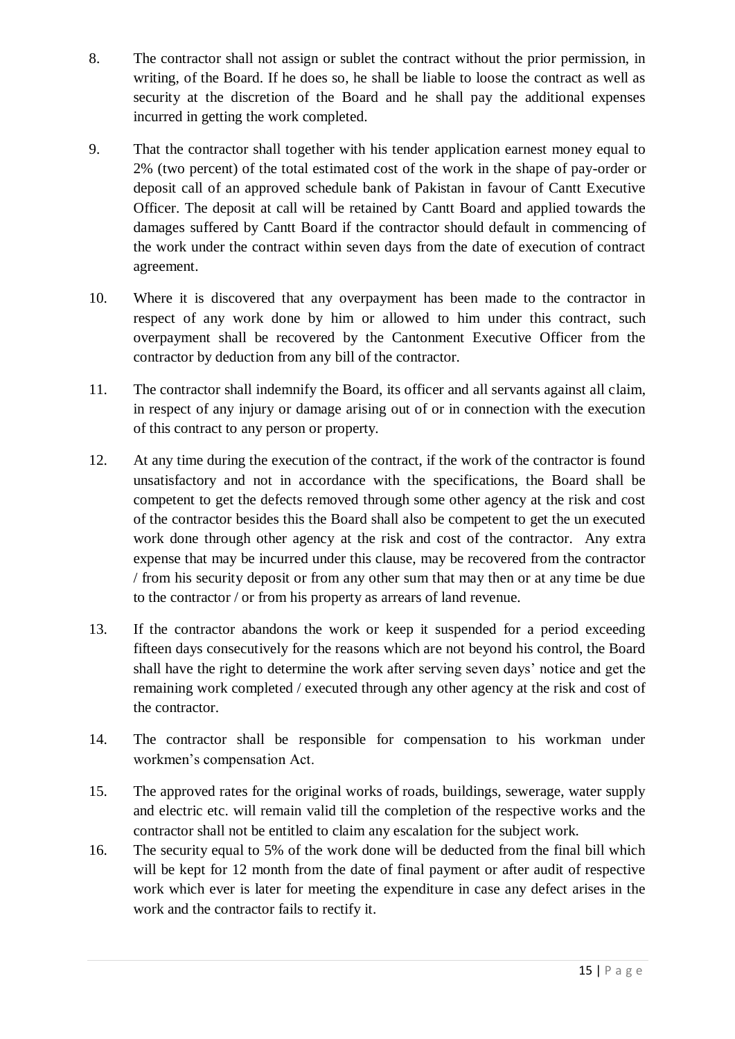8. The contractor shall not assign or sublet the contract without the prior permission, in writing, of the Board. If he does so, he shall be liable to loose the contract as well as security at the discretion of the Board and he shall pay the additional expenses incurred in getting the work completed.

9. That the contractor shall together with his tender application earnest money equal to 2% (two percent) of the total estimated cost of the work in the shape of pay-order or deposit call of an approved schedule bank of Pakistan in favour of Cantt Executive Officer. The deposit at call will be retained by Cantt Board and applied towards the damages suffered by Cantt Board if the contractor should default in commencing of the work under the contract within seven days from the date of execution of contract agreement.

10. Where it is discovered that any overpayment has been made to the contractor in respect of any work done by him or allowed to him under this contract, such overpayment shall be recovered by the Cantonment Executive Officer from the contractor by deduction from any bill of the contractor.

11. The contractor shall indemnify the Board, its officer and all servants against all claim, in respect of any injury or damage arising out of or in connection with the execution of this contract to any person or property.

12. At any time during the execution of the contract, if the work of the contractor is found unsatisfactory and not in accordance with the specifications, the Board shall be competent to get the defects removed through some other agency at the risk and cost of the contractor besides this the Board shall also be competent to get the un executed work done through other agency at the risk and cost of the contractor. Any extra expense that may be incurred under this clause, may be recovered from the contractor / from his security deposit or from any other sum that may then or at any time be due to the contractor / or from his property as arrears of land revenue.

13. If the contractor abandons the work or keep it suspended for a period exceeding fifteen days consecutively for the reasons which are not beyond his control, the Board shall have the right to determine the work after serving seven days' notice and get the remaining work completed / executed through any other agency at the risk and cost of the contractor.

14. The contractor shall be responsible for compensation to his workman under workmen's compensation Act.

15. The approved rates for the original works of roads, buildings, sewerage, water supply and electric etc. will remain valid till the completion of the respective works and the contractor shall not be entitled to claim any escalation for the subject work.

16. The security equal to 5% of the work done will be deducted from the final bill which will be kept for 12 month from the date of final payment or after audit of respective work which ever is later for meeting the expenditure in case any defect arises in the work and the contractor fails to rectify it.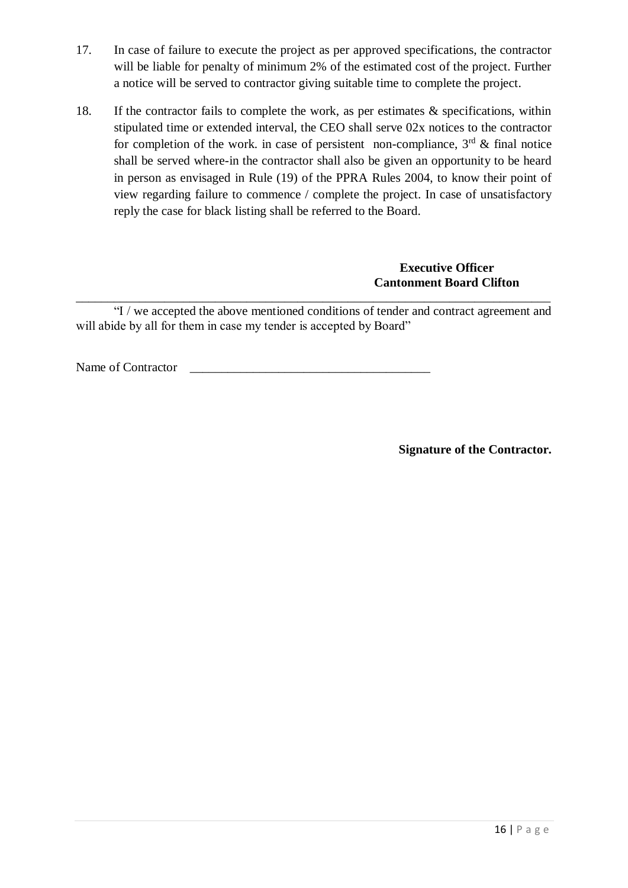17. In case of failure to execute the project as per approved specifications, the contractor will be liable for penalty of minimum 2% of the estimated cost of the project. Further a notice will be served to contractor giving suitable time to complete the project.

18. If the contractor fails to complete the work, as per estimates & specifications, within stipulated time or extended interval, the CEO shall serve 02x notices to the contractor for completion of the work. in case of persistent non-compliance, 3rd & final notice shall be served where-in the contractor shall also be given an opportunity to be heard in person as envisaged in Rule (19) of the PPRA Rules 2004, to know their point of view regarding failure to commence / complete the project. In case of unsatisfactory reply the case for black listing shall be referred to the Board.

**Executive Officer**
**Cantonment Board Clifton**

---

"I / we accepted the above mentioned conditions of tender and contract agreement and will abide by all for them in case my tender is accepted by Board"

Name of Contractor ______________________________________

**Signature of the Contractor.**